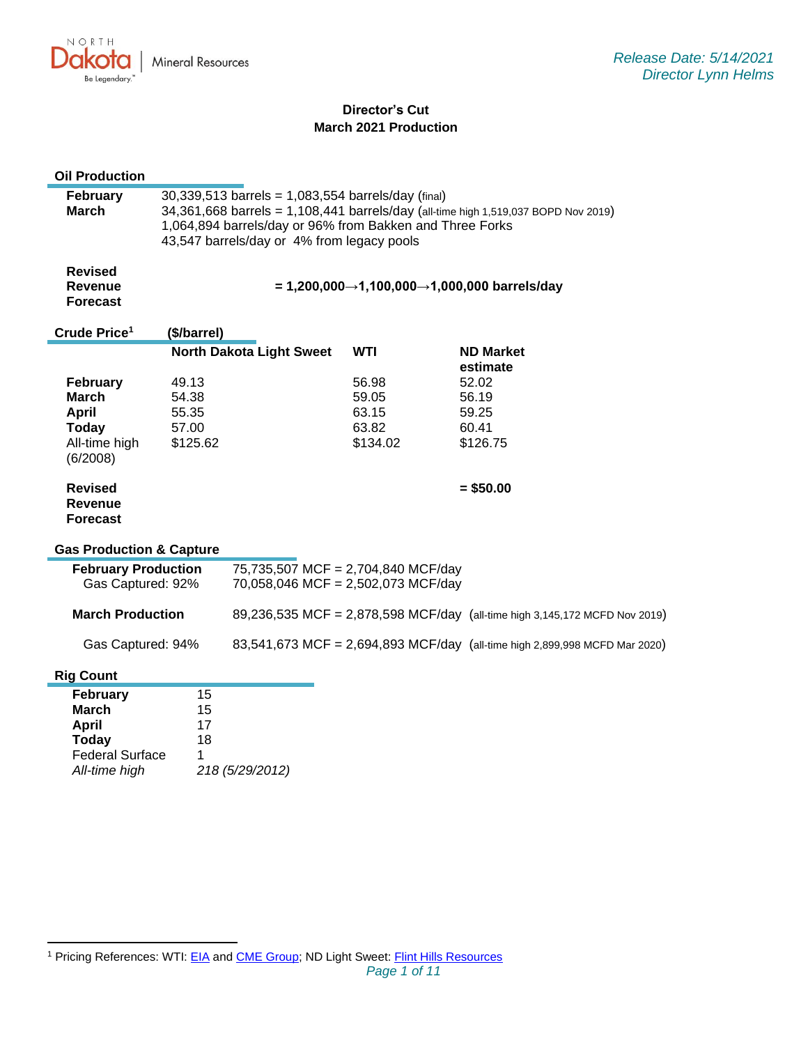NORTH Dakota | Mineral Resources
Be Legendary.™

*Release Date: 5/14/2021*
*Director Lynn Helms*

# Director's Cut
## March 2021 Production

### Oil Production

| | |
|---|---|
| **February** | 30,339,513 barrels = 1,083,554 barrels/day (final) |
| **March** | 34,361,668 barrels = 1,108,441 barrels/day (all-time high 1,519,037 BOPD Nov 2019) |
| | 1,064,894 barrels/day or 96% from Bakken and Three Forks |
| | 43,547 barrels/day or 4% from legacy pools |

**Revised Revenue Forecast** **= 1,200,000→1,100,000→1,000,000 barrels/day**

### Crude Price[1] ($/barrel)

| | North Dakota Light Sweet | WTI | ND Market estimate |
|---|---|---|---|
| **February** | 49.13 | 56.98 | 52.02 |
| **March** | 54.38 | 59.05 | 56.19 |
| **April** | 55.35 | 63.15 | 59.25 |
| **Today** | 57.00 | 63.82 | 60.41 |
| All-time high (6/2008) | $125.62 | $134.02 | $126.75 |
| **Revised Revenue Forecast** | | | **= $50.00** |

### Gas Production & Capture

| | | |
|---|---|---|
| **February Production** | 75,735,507 MCF = 2,704,840 MCF/day | |
| Gas Captured: 92% | 70,058,046 MCF = 2,502,073 MCF/day | |
| **March Production** | 89,236,535 MCF = 2,878,598 MCF/day | (all-time high 3,145,172 MCFD Nov 2019) |
| Gas Captured: 94% | 83,541,673 MCF = 2,694,893 MCF/day | (all-time high 2,899,998 MCFD Mar 2020) |

### Rig Count

| | |
|---|---|
| **February** | 15 |
| **March** | 15 |
| **April** | 17 |
| **Today** | 18 |
| Federal Surface | 1 |
| *All-time high* | *218 (5/29/2012)* |

[1] Pricing References: WTI: EIA and CME Group; ND Light Sweet: Flint Hills Resources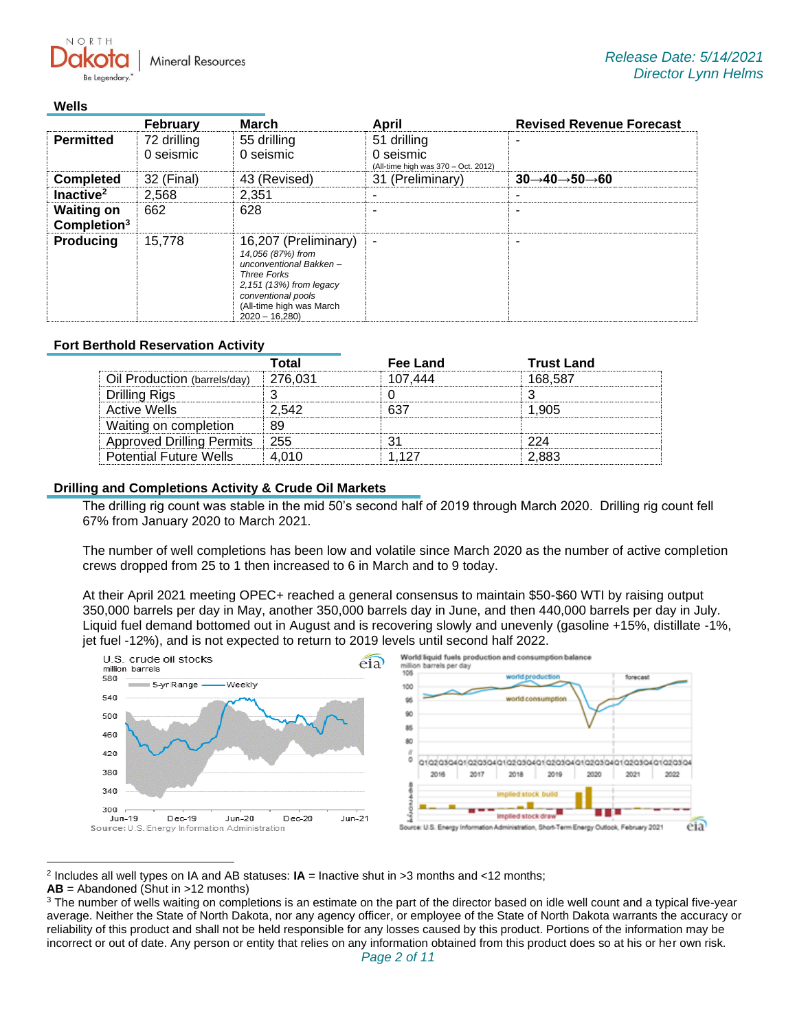## Wells

| | February | March | April | Revised Revenue Forecast |
|---|---|---|---|---|
| **Permitted** | 72 drilling<br>0 seismic | 55 drilling<br>0 seismic | 51 drilling<br>0 seismic<br>(All-time high was 370 – Oct. 2012) | - |
| **Completed** | 32 (Final) | 43 (Revised) | 31 (Preliminary) | **30→40→50→60** |
| **Inactive**[2] | 2,568 | 2,351 | - | - |
| **Waiting on Completion**[3] | 662 | 628 | - | - |
| **Producing** | 15,778 | 16,207 (Preliminary)<br>*14,056 (87%) from unconventional Bakken – Three Forks*<br>*2,151 (13%) from legacy conventional pools*<br>(All-time high was March 2020 – 16,280) | - | - |

## Fort Berthold Reservation Activity

| | Total | Fee Land | Trust Land |
|---|---|---|---|
| Oil Production (barrels/day) | 276,031 | 107,444 | 168,587 |
| Drilling Rigs | 3 | 0 | 3 |
| Active Wells | 2,542 | 637 | 1,905 |
| Waiting on completion | 89 | | |
| Approved Drilling Permits | 255 | 31 | 224 |
| Potential Future Wells | 4,010 | 1,127 | 2,883 |

## Drilling and Completions Activity & Crude Oil Markets

The drilling rig count was stable in the mid 50's second half of 2019 through March 2020. Drilling rig count fell 67% from January 2020 to March 2021.

The number of well completions has been low and volatile since March 2020 as the number of active completion crews dropped from 25 to 1 then increased to 6 in March and to 9 today.

At their April 2021 meeting OPEC+ reached a general consensus to maintain $50-$60 WTI by raising output 350,000 barrels per day in May, another 350,000 barrels day in June, and then 440,000 barrels per day in July. Liquid fuel demand bottomed out in August and is recovering slowly and unevenly (gasoline +15%, distillate -1%, jet fuel -12%), and is not expected to return to 2019 levels until second half 2022.

U.S. crude oil stocks
million barrels

Source: U.S. Energy Information Administration

World liquid fuels production and consumption balance
million barrels per day

Source: U.S. Energy Information Administration, Short-Term Energy Outlook, February 2021

---

[2] Includes all well types on IA and AB statuses: **IA** = Inactive shut in >3 months and <12 months; **AB** = Abandoned (Shut in >12 months)

[3] The number of wells waiting on completions is an estimate on the part of the director based on idle well count and a typical five-year average. Neither the State of North Dakota, nor any agency officer, or employee of the State of North Dakota warrants the accuracy or reliability of this product and shall not be held responsible for any losses caused by this product. Portions of the information may be incorrect or out of date. Any person or entity that relies on any information obtained from this product does so at his or her own risk.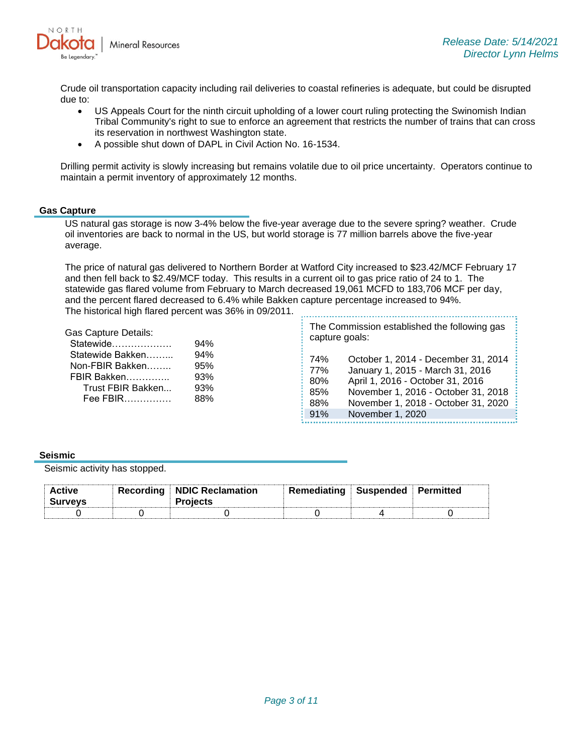Crude oil transportation capacity including rail deliveries to coastal refineries is adequate, but could be disrupted due to:

- US Appeals Court for the ninth circuit upholding of a lower court ruling protecting the Swinomish Indian Tribal Community's right to sue to enforce an agreement that restricts the number of trains that can cross its reservation in northwest Washington state.
- A possible shut down of DAPL in Civil Action No. 16-1534.

Drilling permit activity is slowly increasing but remains volatile due to oil price uncertainty. Operators continue to maintain a permit inventory of approximately 12 months.

## Gas Capture

US natural gas storage is now 3-4% below the five-year average due to the severe spring? weather. Crude oil inventories are back to normal in the US, but world storage is 77 million barrels above the five-year average.

The price of natural gas delivered to Northern Border at Watford City increased to $23.42/MCF February 17 and then fell back to $2.49/MCF today. This results in a current oil to gas price ratio of 24 to 1. The statewide gas flared volume from February to March decreased 19,061 MCFD to 183,706 MCF per day, and the percent flared decreased to 6.4% while Bakken capture percentage increased to 94%. The historical high flared percent was 36% in 09/2011.

Gas Capture Details:

| | |
|---|---|
| Statewide………………. | 94% |
| Statewide Bakken……... | 94% |
| Non-FBIR Bakken…….. | 95% |
| FBIR Bakken………….. | 93% |
| Trust FBIR Bakken... | 93% |
| Fee FBIR…………… | 88% |

The Commission established the following gas capture goals:

| | |
|---|---|
| 74% | October 1, 2014 - December 31, 2014 |
| 77% | January 1, 2015 - March 31, 2016 |
| 80% | April 1, 2016 - October 31, 2016 |
| 85% | November 1, 2016 - October 31, 2018 |
| 88% | November 1, 2018 - October 31, 2020 |
| 91% | November 1, 2020 |

## Seismic

Seismic activity has stopped.

| Active Surveys | Recording | NDIC Reclamation Projects | Remediating | Suspended | Permitted |
|---|---|---|---|---|---|
| 0 | 0 | 0 | 0 | 4 | 0 |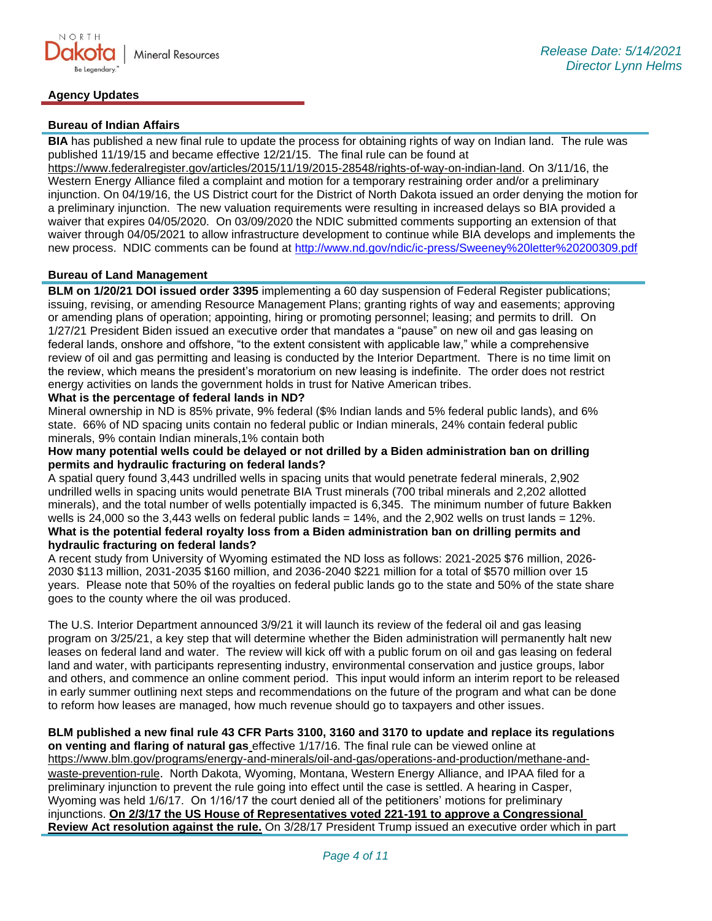Release Date: 5/14/2021
Director Lynn Helms

## Agency Updates

### Bureau of Indian Affairs

**BIA** has published a new final rule to update the process for obtaining rights of way on Indian land. The rule was published 11/19/15 and became effective 12/21/15. The final rule can be found at https://www.federalregister.gov/articles/2015/11/19/2015-28548/rights-of-way-on-indian-land. On 3/11/16, the Western Energy Alliance filed a complaint and motion for a temporary restraining order and/or a preliminary injunction. On 04/19/16, the US District court for the District of North Dakota issued an order denying the motion for a preliminary injunction. The new valuation requirements were resulting in increased delays so BIA provided a waiver that expires 04/05/2020. On 03/09/2020 the NDIC submitted comments supporting an extension of that waiver through 04/05/2021 to allow infrastructure development to continue while BIA develops and implements the new process. NDIC comments can be found at http://www.nd.gov/ndic/ic-press/Sweeney%20letter%20200309.pdf

### Bureau of Land Management

**BLM on 1/20/21 DOI issued order 3395** implementing a 60 day suspension of Federal Register publications; issuing, revising, or amending Resource Management Plans; granting rights of way and easements; approving or amending plans of operation; appointing, hiring or promoting personnel; leasing; and permits to drill. On 1/27/21 President Biden issued an executive order that mandates a "pause" on new oil and gas leasing on federal lands, onshore and offshore, "to the extent consistent with applicable law," while a comprehensive review of oil and gas permitting and leasing is conducted by the Interior Department. There is no time limit on the review, which means the president's moratorium on new leasing is indefinite. The order does not restrict energy activities on lands the government holds in trust for Native American tribes.

**What is the percentage of federal lands in ND?**

Mineral ownership in ND is 85% private, 9% federal ($% Indian lands and 5% federal public lands), and 6% state. 66% of ND spacing units contain no federal public or Indian minerals, 24% contain federal public minerals, 9% contain Indian minerals,1% contain both

**How many potential wells could be delayed or not drilled by a Biden administration ban on drilling permits and hydraulic fracturing on federal lands?**

A spatial query found 3,443 undrilled wells in spacing units that would penetrate federal minerals, 2,902 undrilled wells in spacing units would penetrate BIA Trust minerals (700 tribal minerals and 2,202 allotted minerals), and the total number of wells potentially impacted is 6,345. The minimum number of future Bakken wells is 24,000 so the 3,443 wells on federal public lands = 14%, and the 2,902 wells on trust lands = 12%.

**What is the potential federal royalty loss from a Biden administration ban on drilling permits and hydraulic fracturing on federal lands?**

A recent study from University of Wyoming estimated the ND loss as follows: 2021-2025 $76 million, 2026-2030 $113 million, 2031-2035 $160 million, and 2036-2040 $221 million for a total of $570 million over 15 years. Please note that 50% of the royalties on federal public lands go to the state and 50% of the state share goes to the county where the oil was produced.

The U.S. Interior Department announced 3/9/21 it will launch its review of the federal oil and gas leasing program on 3/25/21, a key step that will determine whether the Biden administration will permanently halt new leases on federal land and water. The review will kick off with a public forum on oil and gas leasing on federal land and water, with participants representing industry, environmental conservation and justice groups, labor and others, and commence an online comment period. This input would inform an interim report to be released in early summer outlining next steps and recommendations on the future of the program and what can be done to reform how leases are managed, how much revenue should go to taxpayers and other issues.

**BLM published a new final rule 43 CFR Parts 3100, 3160 and 3170 to update and replace its regulations on venting and flaring of natural gas** effective 1/17/16. The final rule can be viewed online at https://www.blm.gov/programs/energy-and-minerals/oil-and-gas/operations-and-production/methane-and-waste-prevention-rule. North Dakota, Wyoming, Montana, Western Energy Alliance, and IPAA filed for a preliminary injunction to prevent the rule going into effect until the case is settled. A hearing in Casper, Wyoming was held 1/6/17. On 1/16/17 the court denied all of the petitioners' motions for preliminary injunctions. **On 2/3/17 the US House of Representatives voted 221-191 to approve a Congressional Review Act resolution against the rule.** On 3/28/17 President Trump issued an executive order which in part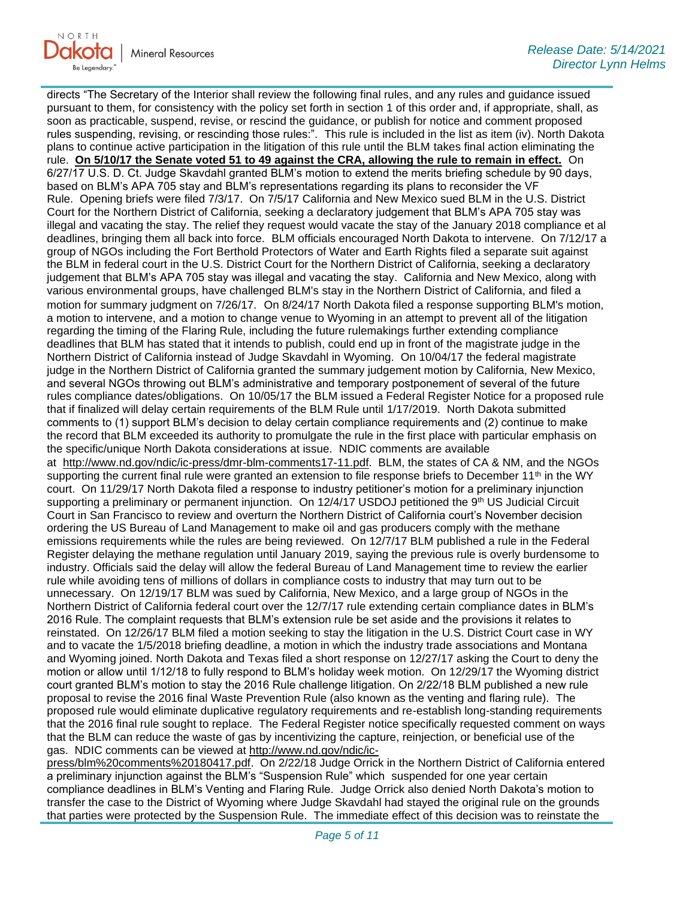directs "The Secretary of the Interior shall review the following final rules, and any rules and guidance issued pursuant to them, for consistency with the policy set forth in section 1 of this order and, if appropriate, shall, as soon as practicable, suspend, revise, or rescind the guidance, or publish for notice and comment proposed rules suspending, revising, or rescinding those rules:". This rule is included in the list as item (iv). North Dakota plans to continue active participation in the litigation of this rule until the BLM takes final action eliminating the rule. **On 5/10/17 the Senate voted 51 to 49 against the CRA, allowing the rule to remain in effect.** On 6/27/17 U.S. D. Ct. Judge Skavdahl granted BLM's motion to extend the merits briefing schedule by 90 days, based on BLM's APA 705 stay and BLM's representations regarding its plans to reconsider the VF Rule. Opening briefs were filed 7/3/17. On 7/5/17 California and New Mexico sued BLM in the U.S. District Court for the Northern District of California, seeking a declaratory judgement that BLM's APA 705 stay was illegal and vacating the stay. The relief they request would vacate the stay of the January 2018 compliance et al deadlines, bringing them all back into force. BLM officials encouraged North Dakota to intervene. On 7/12/17 a group of NGOs including the Fort Berthold Protectors of Water and Earth Rights filed a separate suit against the BLM in federal court in the U.S. District Court for the Northern District of California, seeking a declaratory judgement that BLM's APA 705 stay was illegal and vacating the stay. California and New Mexico, along with various environmental groups, have challenged BLM's stay in the Northern District of California, and filed a motion for summary judgment on 7/26/17. On 8/24/17 North Dakota filed a response supporting BLM's motion, a motion to intervene, and a motion to change venue to Wyoming in an attempt to prevent all of the litigation regarding the timing of the Flaring Rule, including the future rulemakings further extending compliance deadlines that BLM has stated that it intends to publish, could end up in front of the magistrate judge in the Northern District of California instead of Judge Skavdahl in Wyoming. On 10/04/17 the federal magistrate judge in the Northern District of California granted the summary judgement motion by California, New Mexico, and several NGOs throwing out BLM's administrative and temporary postponement of several of the future rules compliance dates/obligations. On 10/05/17 the BLM issued a Federal Register Notice for a proposed rule that if finalized will delay certain requirements of the BLM Rule until 1/17/2019. North Dakota submitted comments to (1) support BLM's decision to delay certain compliance requirements and (2) continue to make the record that BLM exceeded its authority to promulgate the rule in the first place with particular emphasis on the specific/unique North Dakota considerations at issue. NDIC comments are available at http://www.nd.gov/ndic/ic-press/dmr-blm-comments17-11.pdf. BLM, the states of CA & NM, and the NGOs supporting the current final rule were granted an extension to file response briefs to December 11th in the WY court. On 11/29/17 North Dakota filed a response to industry petitioner's motion for a preliminary injunction supporting a preliminary or permanent injunction. On 12/4/17 USDOJ petitioned the 9th US Judicial Circuit Court in San Francisco to review and overturn the Northern District of California court's November decision ordering the US Bureau of Land Management to make oil and gas producers comply with the methane emissions requirements while the rules are being reviewed. On 12/7/17 BLM published a rule in the Federal Register delaying the methane regulation until January 2019, saying the previous rule is overly burdensome to industry. Officials said the delay will allow the federal Bureau of Land Management time to review the earlier rule while avoiding tens of millions of dollars in compliance costs to industry that may turn out to be unnecessary. On 12/19/17 BLM was sued by California, New Mexico, and a large group of NGOs in the Northern District of California federal court over the 12/7/17 rule extending certain compliance dates in BLM's 2016 Rule. The complaint requests that BLM's extension rule be set aside and the provisions it relates to reinstated. On 12/26/17 BLM filed a motion seeking to stay the litigation in the U.S. District Court case in WY and to vacate the 1/5/2018 briefing deadline, a motion in which the industry trade associations and Montana and Wyoming joined. North Dakota and Texas filed a short response on 12/27/17 asking the Court to deny the motion or allow until 1/12/18 to fully respond to BLM's holiday week motion. On 12/29/17 the Wyoming district court granted BLM's motion to stay the 2016 Rule challenge litigation. On 2/22/18 BLM published a new rule proposal to revise the 2016 final Waste Prevention Rule (also known as the venting and flaring rule). The proposed rule would eliminate duplicative regulatory requirements and re-establish long-standing requirements that the 2016 final rule sought to replace. The Federal Register notice specifically requested comment on ways that the BLM can reduce the waste of gas by incentivizing the capture, reinjection, or beneficial use of the gas. NDIC comments can be viewed at http://www.nd.gov/ndic/ic-press/blm%20comments%20180417.pdf. On 2/22/18 Judge Orrick in the Northern District of California entered a preliminary injunction against the BLM's "Suspension Rule" which suspended for one year certain compliance deadlines in BLM's Venting and Flaring Rule. Judge Orrick also denied North Dakota's motion to transfer the case to the District of Wyoming where Judge Skavdahl had stayed the original rule on the grounds that parties were protected by the Suspension Rule. The immediate effect of this decision was to reinstate the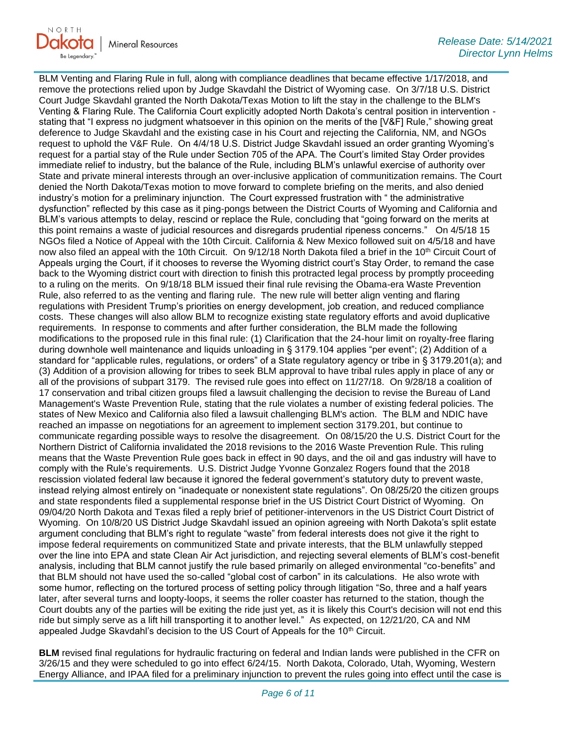BLM Venting and Flaring Rule in full, along with compliance deadlines that became effective 1/17/2018, and remove the protections relied upon by Judge Skavdahl the District of Wyoming case. On 3/7/18 U.S. District Court Judge Skavdahl granted the North Dakota/Texas Motion to lift the stay in the challenge to the BLM's Venting & Flaring Rule. The California Court explicitly adopted North Dakota's central position in intervention - stating that "I express no judgment whatsoever in this opinion on the merits of the [V&F] Rule," showing great deference to Judge Skavdahl and the existing case in his Court and rejecting the California, NM, and NGOs request to uphold the V&F Rule. On 4/4/18 U.S. District Judge Skavdahl issued an order granting Wyoming's request for a partial stay of the Rule under Section 705 of the APA. The Court's limited Stay Order provides immediate relief to industry, but the balance of the Rule, including BLM's unlawful exercise of authority over State and private mineral interests through an over-inclusive application of communitization remains. The Court denied the North Dakota/Texas motion to move forward to complete briefing on the merits, and also denied industry's motion for a preliminary injunction. The Court expressed frustration with " the administrative dysfunction" reflected by this case as it ping-pongs between the District Courts of Wyoming and California and BLM's various attempts to delay, rescind or replace the Rule, concluding that "going forward on the merits at this point remains a waste of judicial resources and disregards prudential ripeness concerns." On 4/5/18 15 NGOs filed a Notice of Appeal with the 10th Circuit. California & New Mexico followed suit on 4/5/18 and have now also filed an appeal with the 10th Circuit. On 9/12/18 North Dakota filed a brief in the 10th Circuit Court of Appeals urging the Court, if it chooses to reverse the Wyoming district court's Stay Order, to remand the case back to the Wyoming district court with direction to finish this protracted legal process by promptly proceeding to a ruling on the merits. On 9/18/18 BLM issued their final rule revising the Obama-era Waste Prevention Rule, also referred to as the venting and flaring rule. The new rule will better align venting and flaring regulations with President Trump's priorities on energy development, job creation, and reduced compliance costs. These changes will also allow BLM to recognize existing state regulatory efforts and avoid duplicative requirements. In response to comments and after further consideration, the BLM made the following modifications to the proposed rule in this final rule: (1) Clarification that the 24-hour limit on royalty-free flaring during downhole well maintenance and liquids unloading in § 3179.104 applies "per event"; (2) Addition of a standard for "applicable rules, regulations, or orders" of a State regulatory agency or tribe in § 3179.201(a); and (3) Addition of a provision allowing for tribes to seek BLM approval to have tribal rules apply in place of any or all of the provisions of subpart 3179. The revised rule goes into effect on 11/27/18. On 9/28/18 a coalition of 17 conservation and tribal citizen groups filed a lawsuit challenging the decision to revise the Bureau of Land Management's Waste Prevention Rule, stating that the rule violates a number of existing federal policies. The states of New Mexico and California also filed a lawsuit challenging BLM's action. The BLM and NDIC have reached an impasse on negotiations for an agreement to implement section 3179.201, but continue to communicate regarding possible ways to resolve the disagreement. On 08/15/20 the U.S. District Court for the Northern District of California invalidated the 2018 revisions to the 2016 Waste Prevention Rule. This ruling means that the Waste Prevention Rule goes back in effect in 90 days, and the oil and gas industry will have to comply with the Rule's requirements. U.S. District Judge Yvonne Gonzalez Rogers found that the 2018 rescission violated federal law because it ignored the federal government's statutory duty to prevent waste, instead relying almost entirely on "inadequate or nonexistent state regulations". On 08/25/20 the citizen groups and state respondents filed a supplemental response brief in the US District Court District of Wyoming. On 09/04/20 North Dakota and Texas filed a reply brief of petitioner-intervenors in the US District Court District of Wyoming. On 10/8/20 US District Judge Skavdahl issued an opinion agreeing with North Dakota's split estate argument concluding that BLM's right to regulate "waste" from federal interests does not give it the right to impose federal requirements on communitized State and private interests, that the BLM unlawfully stepped over the line into EPA and state Clean Air Act jurisdiction, and rejecting several elements of BLM's cost-benefit analysis, including that BLM cannot justify the rule based primarily on alleged environmental "co-benefits" and that BLM should not have used the so-called "global cost of carbon" in its calculations. He also wrote with some humor, reflecting on the tortured process of setting policy through litigation "So, three and a half years later, after several turns and loopty-loops, it seems the roller coaster has returned to the station, though the Court doubts any of the parties will be exiting the ride just yet, as it is likely this Court's decision will not end this ride but simply serve as a lift hill transporting it to another level." As expected, on 12/21/20, CA and NM appealed Judge Skavdahl's decision to the US Court of Appeals for the 10th Circuit.

**BLM** revised final regulations for hydraulic fracturing on federal and Indian lands were published in the CFR on 3/26/15 and they were scheduled to go into effect 6/24/15. North Dakota, Colorado, Utah, Wyoming, Western Energy Alliance, and IPAA filed for a preliminary injunction to prevent the rules going into effect until the case is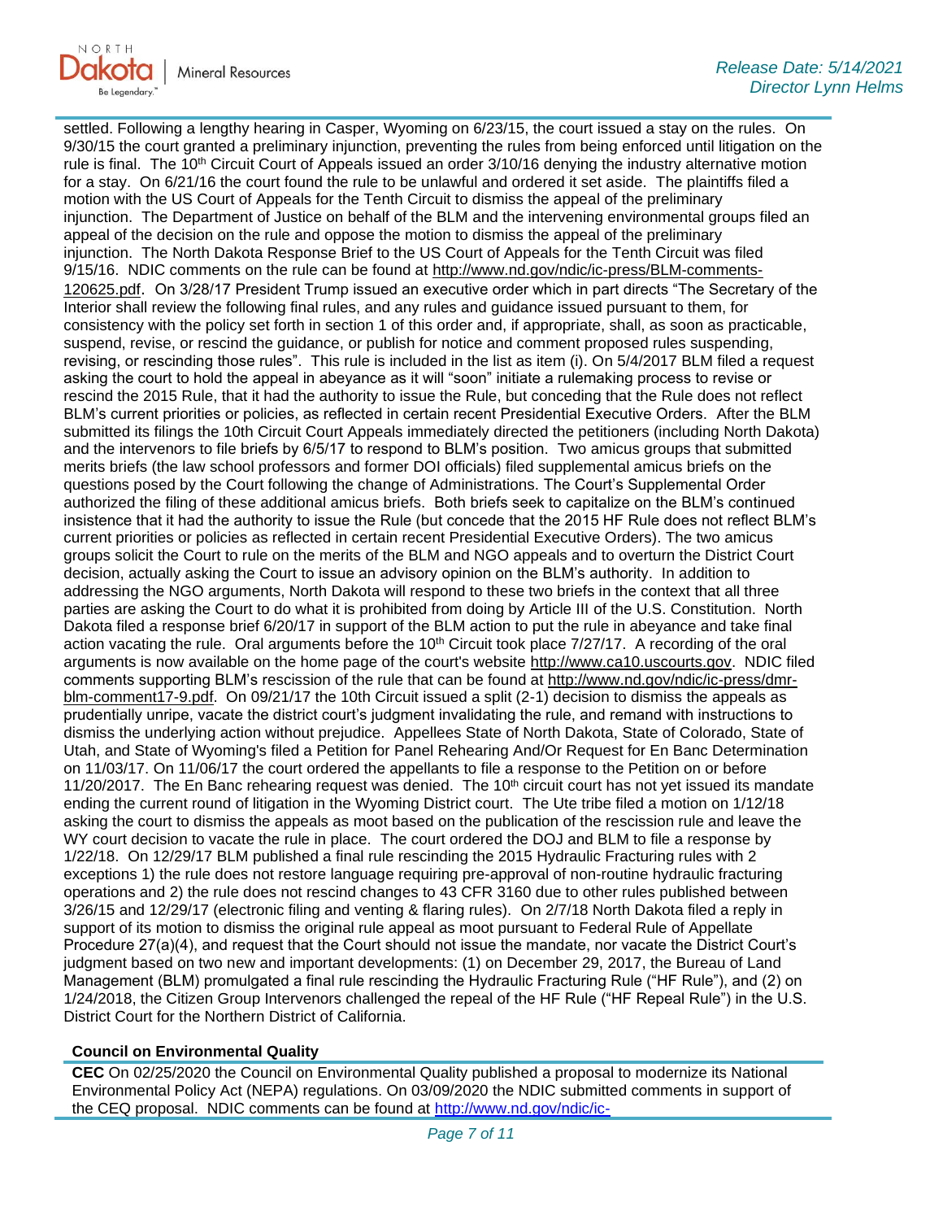settled. Following a lengthy hearing in Casper, Wyoming on 6/23/15, the court issued a stay on the rules. On 9/30/15 the court granted a preliminary injunction, preventing the rules from being enforced until litigation on the rule is final. The 10th Circuit Court of Appeals issued an order 3/10/16 denying the industry alternative motion for a stay. On 6/21/16 the court found the rule to be unlawful and ordered it set aside. The plaintiffs filed a motion with the US Court of Appeals for the Tenth Circuit to dismiss the appeal of the preliminary injunction. The Department of Justice on behalf of the BLM and the intervening environmental groups filed an appeal of the decision on the rule and oppose the motion to dismiss the appeal of the preliminary injunction. The North Dakota Response Brief to the US Court of Appeals for the Tenth Circuit was filed 9/15/16. NDIC comments on the rule can be found at http://www.nd.gov/ndic/ic-press/BLM-comments-120625.pdf. On 3/28/17 President Trump issued an executive order which in part directs "The Secretary of the Interior shall review the following final rules, and any rules and guidance issued pursuant to them, for consistency with the policy set forth in section 1 of this order and, if appropriate, shall, as soon as practicable, suspend, revise, or rescind the guidance, or publish for notice and comment proposed rules suspending, revising, or rescinding those rules". This rule is included in the list as item (i). On 5/4/2017 BLM filed a request asking the court to hold the appeal in abeyance as it will "soon" initiate a rulemaking process to revise or rescind the 2015 Rule, that it had the authority to issue the Rule, but conceding that the Rule does not reflect BLM's current priorities or policies, as reflected in certain recent Presidential Executive Orders. After the BLM submitted its filings the 10th Circuit Court Appeals immediately directed the petitioners (including North Dakota) and the intervenors to file briefs by 6/5/17 to respond to BLM's position. Two amicus groups that submitted merits briefs (the law school professors and former DOI officials) filed supplemental amicus briefs on the questions posed by the Court following the change of Administrations. The Court's Supplemental Order authorized the filing of these additional amicus briefs. Both briefs seek to capitalize on the BLM's continued insistence that it had the authority to issue the Rule (but concede that the 2015 HF Rule does not reflect BLM's current priorities or policies as reflected in certain recent Presidential Executive Orders). The two amicus groups solicit the Court to rule on the merits of the BLM and NGO appeals and to overturn the District Court decision, actually asking the Court to issue an advisory opinion on the BLM's authority. In addition to addressing the NGO arguments, North Dakota will respond to these two briefs in the context that all three parties are asking the Court to do what it is prohibited from doing by Article III of the U.S. Constitution. North Dakota filed a response brief 6/20/17 in support of the BLM action to put the rule in abeyance and take final action vacating the rule. Oral arguments before the 10th Circuit took place 7/27/17. A recording of the oral arguments is now available on the home page of the court's website http://www.ca10.uscourts.gov. NDIC filed comments supporting BLM's rescission of the rule that can be found at http://www.nd.gov/ndic/ic-press/dmr-blm-comment17-9.pdf. On 09/21/17 the 10th Circuit issued a split (2-1) decision to dismiss the appeals as prudentially unripe, vacate the district court's judgment invalidating the rule, and remand with instructions to dismiss the underlying action without prejudice. Appellees State of North Dakota, State of Colorado, State of Utah, and State of Wyoming's filed a Petition for Panel Rehearing And/Or Request for En Banc Determination on 11/03/17. On 11/06/17 the court ordered the appellants to file a response to the Petition on or before 11/20/2017. The En Banc rehearing request was denied. The 10th circuit court has not yet issued its mandate ending the current round of litigation in the Wyoming District court. The Ute tribe filed a motion on 1/12/18 asking the court to dismiss the appeals as moot based on the publication of the rescission rule and leave the WY court decision to vacate the rule in place. The court ordered the DOJ and BLM to file a response by 1/22/18. On 12/29/17 BLM published a final rule rescinding the 2015 Hydraulic Fracturing rules with 2 exceptions 1) the rule does not restore language requiring pre-approval of non-routine hydraulic fracturing operations and 2) the rule does not rescind changes to 43 CFR 3160 due to other rules published between 3/26/15 and 12/29/17 (electronic filing and venting & flaring rules). On 2/7/18 North Dakota filed a reply in support of its motion to dismiss the original rule appeal as moot pursuant to Federal Rule of Appellate Procedure 27(a)(4), and request that the Court should not issue the mandate, nor vacate the District Court's judgment based on two new and important developments: (1) on December 29, 2017, the Bureau of Land Management (BLM) promulgated a final rule rescinding the Hydraulic Fracturing Rule ("HF Rule"), and (2) on 1/24/2018, the Citizen Group Intervenors challenged the repeal of the HF Rule ("HF Repeal Rule") in the U.S. District Court for the Northern District of California.

**Council on Environmental Quality**

**CEC** On 02/25/2020 the Council on Environmental Quality published a proposal to modernize its National Environmental Policy Act (NEPA) regulations. On 03/09/2020 the NDIC submitted comments in support of the CEQ proposal. NDIC comments can be found at http://www.nd.gov/ndic/ic-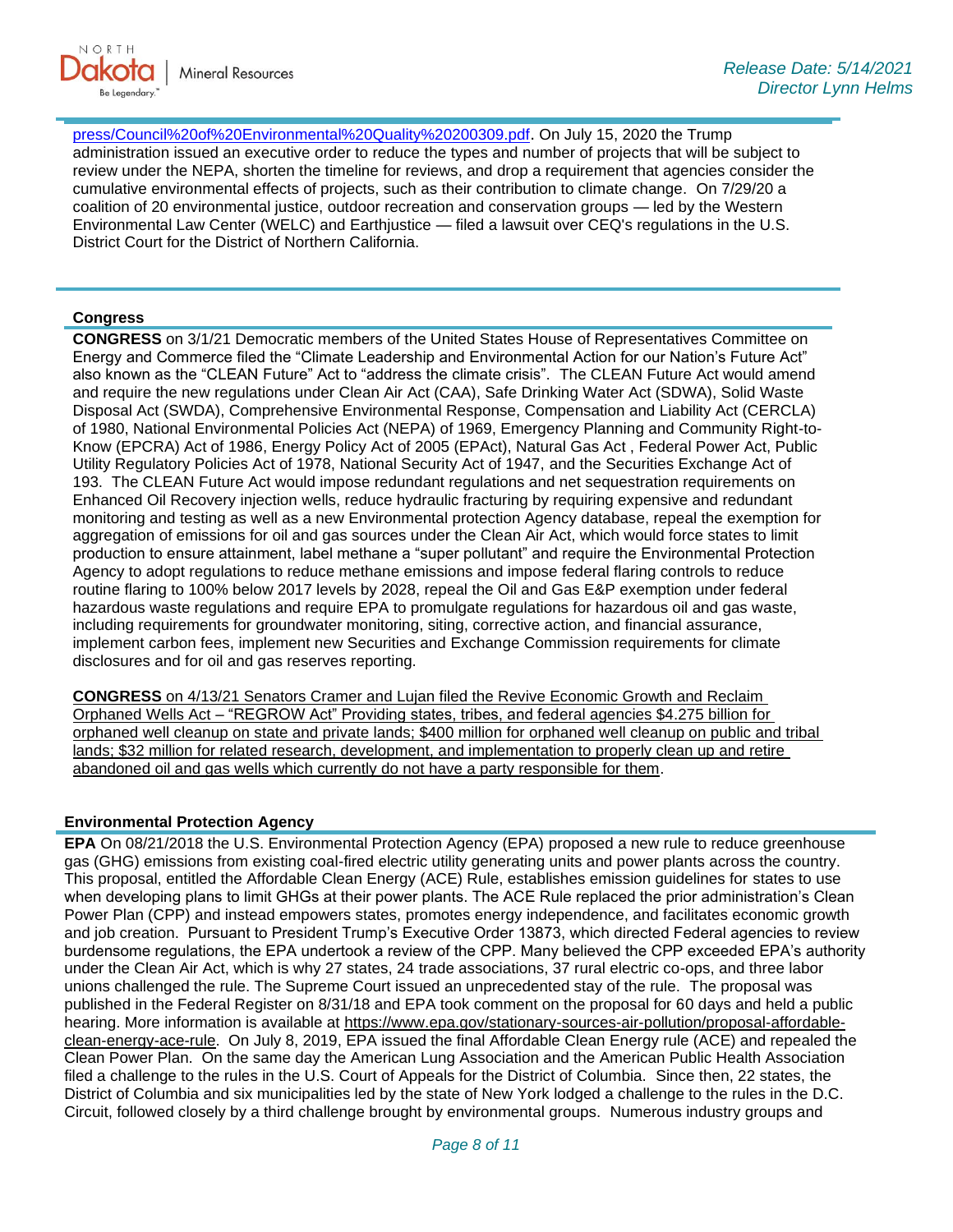press/Council%20of%20Environmental%20Quality%20200309.pdf. On July 15, 2020 the Trump administration issued an executive order to reduce the types and number of projects that will be subject to review under the NEPA, shorten the timeline for reviews, and drop a requirement that agencies consider the cumulative environmental effects of projects, such as their contribution to climate change. On 7/29/20 a coalition of 20 environmental justice, outdoor recreation and conservation groups — led by the Western Environmental Law Center (WELC) and Earthjustice — filed a lawsuit over CEQ's regulations in the U.S. District Court for the District of Northern California.

### Congress

**CONGRESS** on 3/1/21 Democratic members of the United States House of Representatives Committee on Energy and Commerce filed the "Climate Leadership and Environmental Action for our Nation's Future Act" also known as the "CLEAN Future" Act to "address the climate crisis". The CLEAN Future Act would amend and require the new regulations under Clean Air Act (CAA), Safe Drinking Water Act (SDWA), Solid Waste Disposal Act (SWDA), Comprehensive Environmental Response, Compensation and Liability Act (CERCLA) of 1980, National Environmental Policies Act (NEPA) of 1969, Emergency Planning and Community Right-to-Know (EPCRA) Act of 1986, Energy Policy Act of 2005 (EPAct), Natural Gas Act , Federal Power Act, Public Utility Regulatory Policies Act of 1978, National Security Act of 1947, and the Securities Exchange Act of 193. The CLEAN Future Act would impose redundant regulations and net sequestration requirements on Enhanced Oil Recovery injection wells, reduce hydraulic fracturing by requiring expensive and redundant monitoring and testing as well as a new Environmental protection Agency database, repeal the exemption for aggregation of emissions for oil and gas sources under the Clean Air Act, which would force states to limit production to ensure attainment, label methane a "super pollutant" and require the Environmental Protection Agency to adopt regulations to reduce methane emissions and impose federal flaring controls to reduce routine flaring to 100% below 2017 levels by 2028, repeal the Oil and Gas E&P exemption under federal hazardous waste regulations and require EPA to promulgate regulations for hazardous oil and gas waste, including requirements for groundwater monitoring, siting, corrective action, and financial assurance, implement carbon fees, implement new Securities and Exchange Commission requirements for climate disclosures and for oil and gas reserves reporting.

**CONGRESS** on 4/13/21 Senators Cramer and Lujan filed the Revive Economic Growth and Reclaim Orphaned Wells Act – "REGROW Act" Providing states, tribes, and federal agencies $4.275 billion for orphaned well cleanup on state and private lands; $400 million for orphaned well cleanup on public and tribal lands; $32 million for related research, development, and implementation to properly clean up and retire abandoned oil and gas wells which currently do not have a party responsible for them.

### Environmental Protection Agency

**EPA** On 08/21/2018 the U.S. Environmental Protection Agency (EPA) proposed a new rule to reduce greenhouse gas (GHG) emissions from existing coal-fired electric utility generating units and power plants across the country. This proposal, entitled the Affordable Clean Energy (ACE) Rule, establishes emission guidelines for states to use when developing plans to limit GHGs at their power plants. The ACE Rule replaced the prior administration's Clean Power Plan (CPP) and instead empowers states, promotes energy independence, and facilitates economic growth and job creation. Pursuant to President Trump's Executive Order 13873, which directed Federal agencies to review burdensome regulations, the EPA undertook a review of the CPP. Many believed the CPP exceeded EPA's authority under the Clean Air Act, which is why 27 states, 24 trade associations, 37 rural electric co-ops, and three labor unions challenged the rule. The Supreme Court issued an unprecedented stay of the rule. The proposal was published in the Federal Register on 8/31/18 and EPA took comment on the proposal for 60 days and held a public hearing. More information is available at https://www.epa.gov/stationary-sources-air-pollution/proposal-affordable-clean-energy-ace-rule. On July 8, 2019, EPA issued the final Affordable Clean Energy rule (ACE) and repealed the Clean Power Plan. On the same day the American Lung Association and the American Public Health Association filed a challenge to the rules in the U.S. Court of Appeals for the District of Columbia. Since then, 22 states, the District of Columbia and six municipalities led by the state of New York lodged a challenge to the rules in the D.C. Circuit, followed closely by a third challenge brought by environmental groups. Numerous industry groups and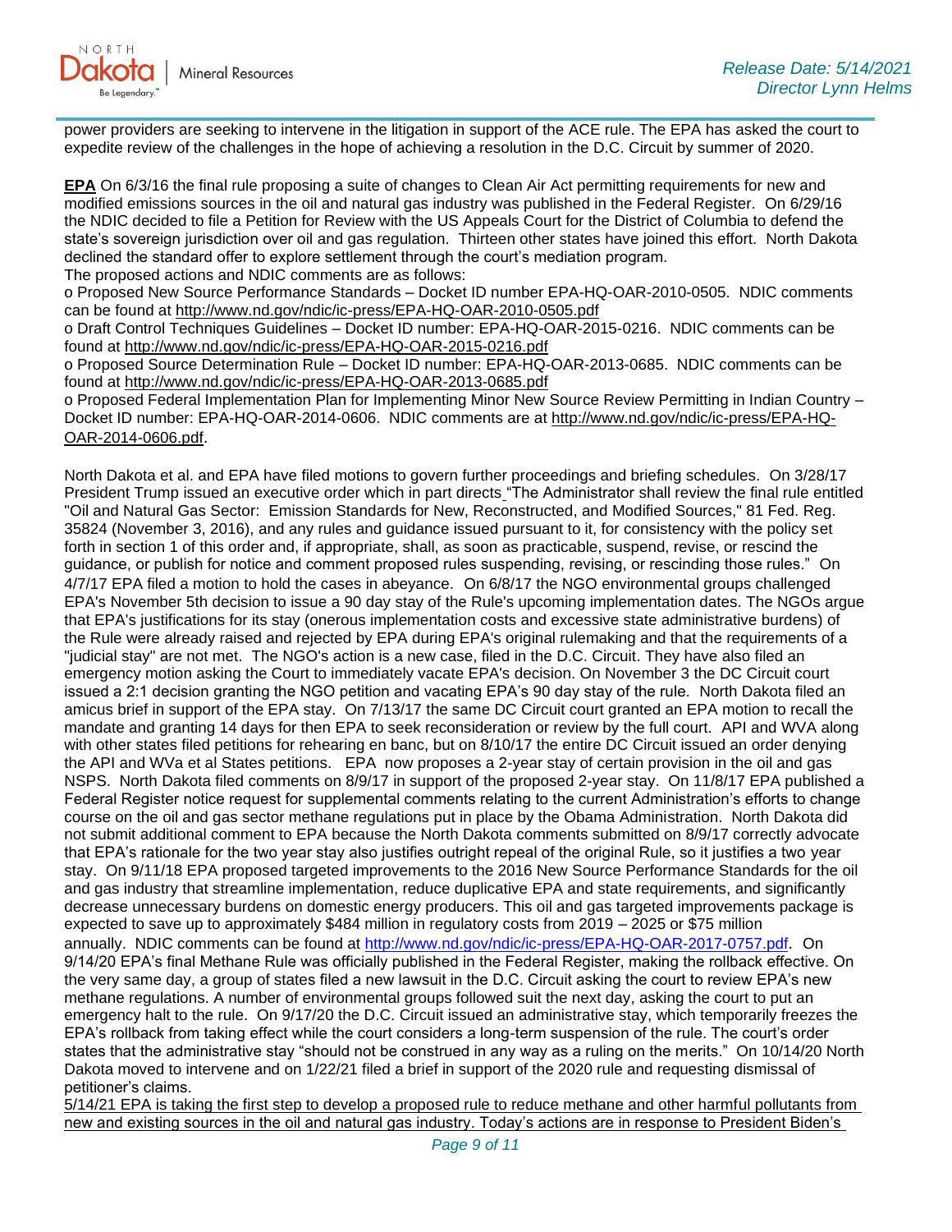power providers are seeking to intervene in the litigation in support of the ACE rule. The EPA has asked the court to expedite review of the challenges in the hope of achieving a resolution in the D.C. Circuit by summer of 2020.

**EPA** On 6/3/16 the final rule proposing a suite of changes to Clean Air Act permitting requirements for new and modified emissions sources in the oil and natural gas industry was published in the Federal Register. On 6/29/16 the NDIC decided to file a Petition for Review with the US Appeals Court for the District of Columbia to defend the state's sovereign jurisdiction over oil and gas regulation. Thirteen other states have joined this effort. North Dakota declined the standard offer to explore settlement through the court's mediation program.
The proposed actions and NDIC comments are as follows:

o Proposed New Source Performance Standards – Docket ID number EPA-HQ-OAR-2010-0505. NDIC comments can be found at http://www.nd.gov/ndic/ic-press/EPA-HQ-OAR-2010-0505.pdf
o Draft Control Techniques Guidelines – Docket ID number: EPA-HQ-OAR-2015-0216. NDIC comments can be found at http://www.nd.gov/ndic/ic-press/EPA-HQ-OAR-2015-0216.pdf
o Proposed Source Determination Rule – Docket ID number: EPA-HQ-OAR-2013-0685. NDIC comments can be found at http://www.nd.gov/ndic/ic-press/EPA-HQ-OAR-2013-0685.pdf
o Proposed Federal Implementation Plan for Implementing Minor New Source Review Permitting in Indian Country – Docket ID number: EPA-HQ-OAR-2014-0606. NDIC comments are at http://www.nd.gov/ndic/ic-press/EPA-HQ-OAR-2014-0606.pdf.

North Dakota et al. and EPA have filed motions to govern further proceedings and briefing schedules. On 3/28/17 President Trump issued an executive order which in part directs "The Administrator shall review the final rule entitled "Oil and Natural Gas Sector: Emission Standards for New, Reconstructed, and Modified Sources," 81 Fed. Reg. 35824 (November 3, 2016), and any rules and guidance issued pursuant to it, for consistency with the policy set forth in section 1 of this order and, if appropriate, shall, as soon as practicable, suspend, revise, or rescind the guidance, or publish for notice and comment proposed rules suspending, revising, or rescinding those rules." On 4/7/17 EPA filed a motion to hold the cases in abeyance. On 6/8/17 the NGO environmental groups challenged EPA's November 5th decision to issue a 90 day stay of the Rule's upcoming implementation dates. The NGOs argue that EPA's justifications for its stay (onerous implementation costs and excessive state administrative burdens) of the Rule were already raised and rejected by EPA during EPA's original rulemaking and that the requirements of a "judicial stay" are not met. The NGO's action is a new case, filed in the D.C. Circuit. They have also filed an emergency motion asking the Court to immediately vacate EPA's decision. On November 3 the DC Circuit court issued a 2:1 decision granting the NGO petition and vacating EPA's 90 day stay of the rule. North Dakota filed an amicus brief in support of the EPA stay. On 7/13/17 the same DC Circuit court granted an EPA motion to recall the mandate and granting 14 days for then EPA to seek reconsideration or review by the full court. API and WVA along with other states filed petitions for rehearing en banc, but on 8/10/17 the entire DC Circuit issued an order denying the API and WVa et al States petitions. EPA now proposes a 2-year stay of certain provision in the oil and gas NSPS. North Dakota filed comments on 8/9/17 in support of the proposed 2-year stay. On 11/8/17 EPA published a Federal Register notice request for supplemental comments relating to the current Administration's efforts to change course on the oil and gas sector methane regulations put in place by the Obama Administration. North Dakota did not submit additional comment to EPA because the North Dakota comments submitted on 8/9/17 correctly advocate that EPA's rationale for the two year stay also justifies outright repeal of the original Rule, so it justifies a two year stay. On 9/11/18 EPA proposed targeted improvements to the 2016 New Source Performance Standards for the oil and gas industry that streamline implementation, reduce duplicative EPA and state requirements, and significantly decrease unnecessary burdens on domestic energy producers. This oil and gas targeted improvements package is expected to save up to approximately $484 million in regulatory costs from 2019 – 2025 or $75 million annually. NDIC comments can be found at http://www.nd.gov/ndic/ic-press/EPA-HQ-OAR-2017-0757.pdf. On 9/14/20 EPA's final Methane Rule was officially published in the Federal Register, making the rollback effective. On the very same day, a group of states filed a new lawsuit in the D.C. Circuit asking the court to review EPA's new methane regulations. A number of environmental groups followed suit the next day, asking the court to put an emergency halt to the rule. On 9/17/20 the D.C. Circuit issued an administrative stay, which temporarily freezes the EPA's rollback from taking effect while the court considers a long-term suspension of the rule. The court's order states that the administrative stay "should not be construed in any way as a ruling on the merits." On 10/14/20 North Dakota moved to intervene and on 1/22/21 filed a brief in support of the 2020 rule and requesting dismissal of petitioner's claims.
5/14/21 EPA is taking the first step to develop a proposed rule to reduce methane and other harmful pollutants from new and existing sources in the oil and natural gas industry. Today's actions are in response to President Biden's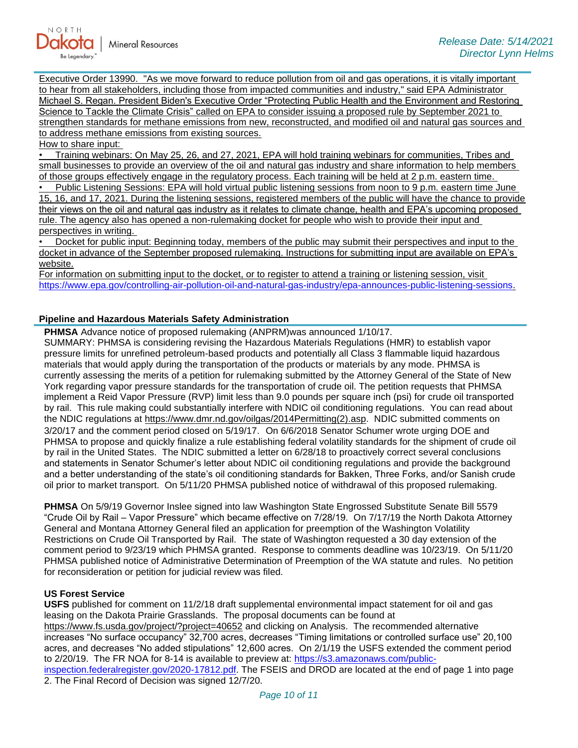Executive Order 13990. "As we move forward to reduce pollution from oil and gas operations, it is vitally important to hear from all stakeholders, including those from impacted communities and industry," said EPA Administrator Michael S. Regan. President Biden's Executive Order "Protecting Public Health and the Environment and Restoring Science to Tackle the Climate Crisis" called on EPA to consider issuing a proposed rule by September 2021 to strengthen standards for methane emissions from new, reconstructed, and modified oil and natural gas sources and to address methane emissions from existing sources.

How to share input:

- Training webinars: On May 25, 26, and 27, 2021, EPA will hold training webinars for communities, Tribes and small businesses to provide an overview of the oil and natural gas industry and share information to help members of those groups effectively engage in the regulatory process. Each training will be held at 2 p.m. eastern time.
- Public Listening Sessions: EPA will hold virtual public listening sessions from noon to 9 p.m. eastern time June 15, 16, and 17, 2021. During the listening sessions, registered members of the public will have the chance to provide their views on the oil and natural gas industry as it relates to climate change, health and EPA's upcoming proposed rule. The agency also has opened a non-rulemaking docket for people who wish to provide their input and perspectives in writing.
- Docket for public input: Beginning today, members of the public may submit their perspectives and input to the docket in advance of the September proposed rulemaking. Instructions for submitting input are available on EPA's website.

For information on submitting input to the docket, or to register to attend a training or listening session, visit https://www.epa.gov/controlling-air-pollution-oil-and-natural-gas-industry/epa-announces-public-listening-sessions.

### Pipeline and Hazardous Materials Safety Administration

**PHMSA** Advance notice of proposed rulemaking (ANPRM)was announced 1/10/17.
SUMMARY: PHMSA is considering revising the Hazardous Materials Regulations (HMR) to establish vapor pressure limits for unrefined petroleum-based products and potentially all Class 3 flammable liquid hazardous materials that would apply during the transportation of the products or materials by any mode. PHMSA is currently assessing the merits of a petition for rulemaking submitted by the Attorney General of the State of New York regarding vapor pressure standards for the transportation of crude oil. The petition requests that PHMSA implement a Reid Vapor Pressure (RVP) limit less than 9.0 pounds per square inch (psi) for crude oil transported by rail. This rule making could substantially interfere with NDIC oil conditioning regulations. You can read about the NDIC regulations at https://www.dmr.nd.gov/oilgas/2014Permitting(2).asp. NDIC submitted comments on 3/20/17 and the comment period closed on 5/19/17. On 6/6/2018 Senator Schumer wrote urging DOE and PHMSA to propose and quickly finalize a rule establishing federal volatility standards for the shipment of crude oil by rail in the United States. The NDIC submitted a letter on 6/28/18 to proactively correct several conclusions and statements in Senator Schumer's letter about NDIC oil conditioning regulations and provide the background and a better understanding of the state's oil conditioning standards for Bakken, Three Forks, and/or Sanish crude oil prior to market transport. On 5/11/20 PHMSA published notice of withdrawal of this proposed rulemaking.

**PHMSA** On 5/9/19 Governor Inslee signed into law Washington State Engrossed Substitute Senate Bill 5579 "Crude Oil by Rail – Vapor Pressure" which became effective on 7/28/19. On 7/17/19 the North Dakota Attorney General and Montana Attorney General filed an application for preemption of the Washington Volatility Restrictions on Crude Oil Transported by Rail. The state of Washington requested a 30 day extension of the comment period to 9/23/19 which PHMSA granted. Response to comments deadline was 10/23/19. On 5/11/20 PHMSA published notice of Administrative Determination of Preemption of the WA statute and rules. No petition for reconsideration or petition for judicial review was filed.

### US Forest Service

**USFS** published for comment on 11/2/18 draft supplemental environmental impact statement for oil and gas leasing on the Dakota Prairie Grasslands. The proposal documents can be found at https://www.fs.usda.gov/project/?project=40652 and clicking on Analysis. The recommended alternative increases "No surface occupancy" 32,700 acres, decreases "Timing limitations or controlled surface use" 20,100 acres, and decreases "No added stipulations" 12,600 acres. On 2/1/19 the USFS extended the comment period to 2/20/19. The FR NOA for 8-14 is available to preview at: https://s3.amazonaws.com/public-inspection.federalregister.gov/2020-17812.pdf. The FSEIS and DROD are located at the end of page 1 into page 2. The Final Record of Decision was signed 12/7/20.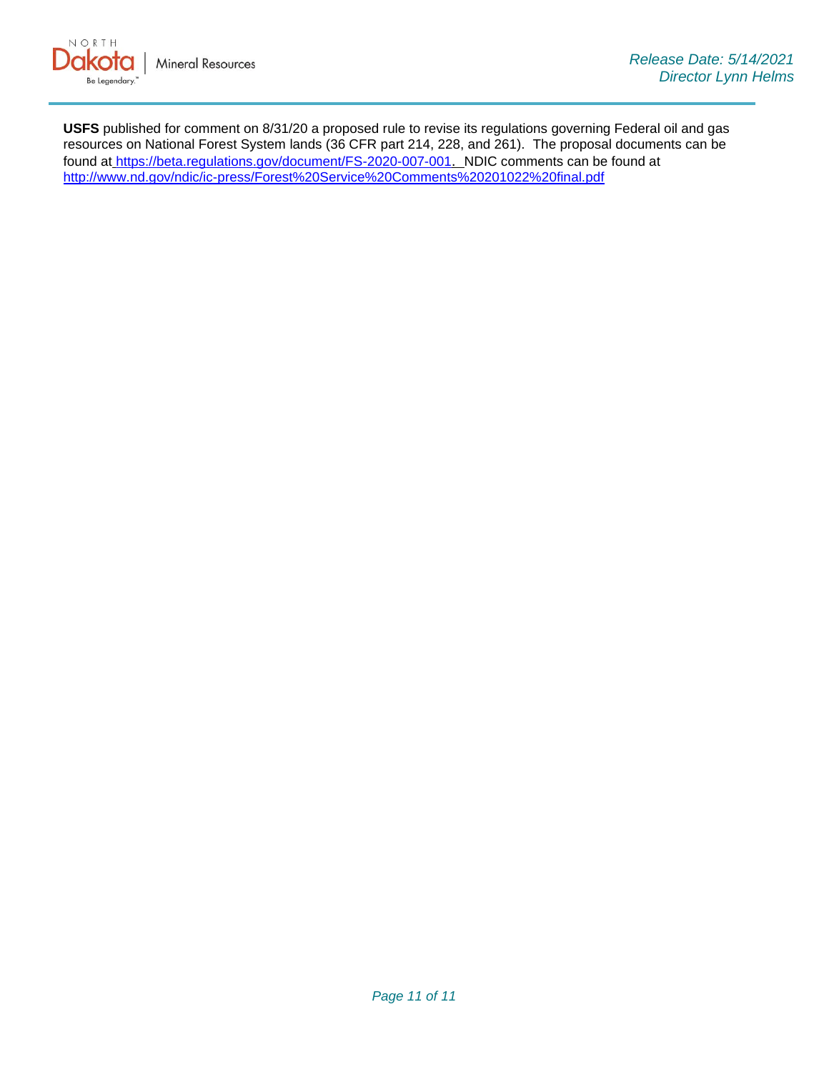**USFS** published for comment on 8/31/20 a proposed rule to revise its regulations governing Federal oil and gas resources on National Forest System lands (36 CFR part 214, 228, and 261). The proposal documents can be found at https://beta.regulations.gov/document/FS-2020-007-001. NDIC comments can be found at http://www.nd.gov/ndic/ic-press/Forest%20Service%20Comments%20201022%20final.pdf